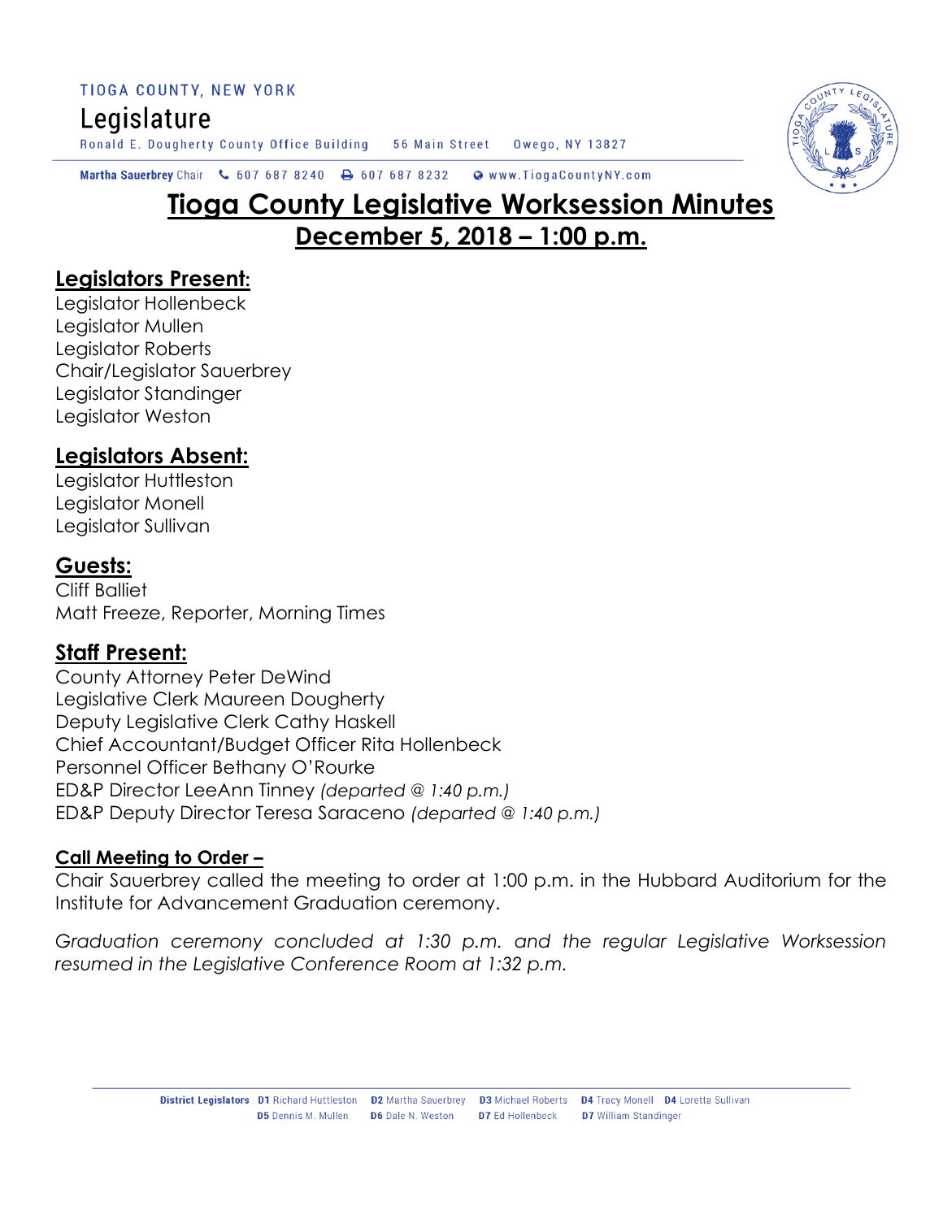TIOGA COUNTY, NEW YORK

Legislature

Ronald E. Dougherty County Office Building 56 Main Street Owego, NY 13827

Martha Sauerbrey Chair 607 687 8240 607 687 8232 www.TiogaCountyNY.com

# Tioga County Legislative Worksession Minutes

## December 5, 2018 – 1:00 p.m.

## Legislators Present:

Legislator Hollenbeck
Legislator Mullen
Legislator Roberts
Chair/Legislator Sauerbrey
Legislator Standinger
Legislator Weston

## Legislators Absent:

Legislator Huttleston
Legislator Monell
Legislator Sullivan

## Guests:

Cliff Balliet
Matt Freeze, Reporter, Morning Times

## Staff Present:

County Attorney Peter DeWind
Legislative Clerk Maureen Dougherty
Deputy Legislative Clerk Cathy Haskell
Chief Accountant/Budget Officer Rita Hollenbeck
Personnel Officer Bethany O'Rourke
ED&P Director LeeAnn Tinney *(departed @ 1:40 p.m.)*
ED&P Deputy Director Teresa Saraceno *(departed @ 1:40 p.m.)*

**Call Meeting to Order –**

Chair Sauerbrey called the meeting to order at 1:00 p.m. in the Hubbard Auditorium for the Institute for Advancement Graduation ceremony.

*Graduation ceremony concluded at 1:30 p.m. and the regular Legislative Worksession resumed in the Legislative Conference Room at 1:32 p.m.*

District Legislators D1 Richard Huttleston D2 Martha Sauerbrey D3 Michael Roberts D4 Tracy Monell D4 Loretta Sullivan D5 Dennis M. Mullen D6 Dale N. Weston D7 Ed Hollenbeck D7 William Standinger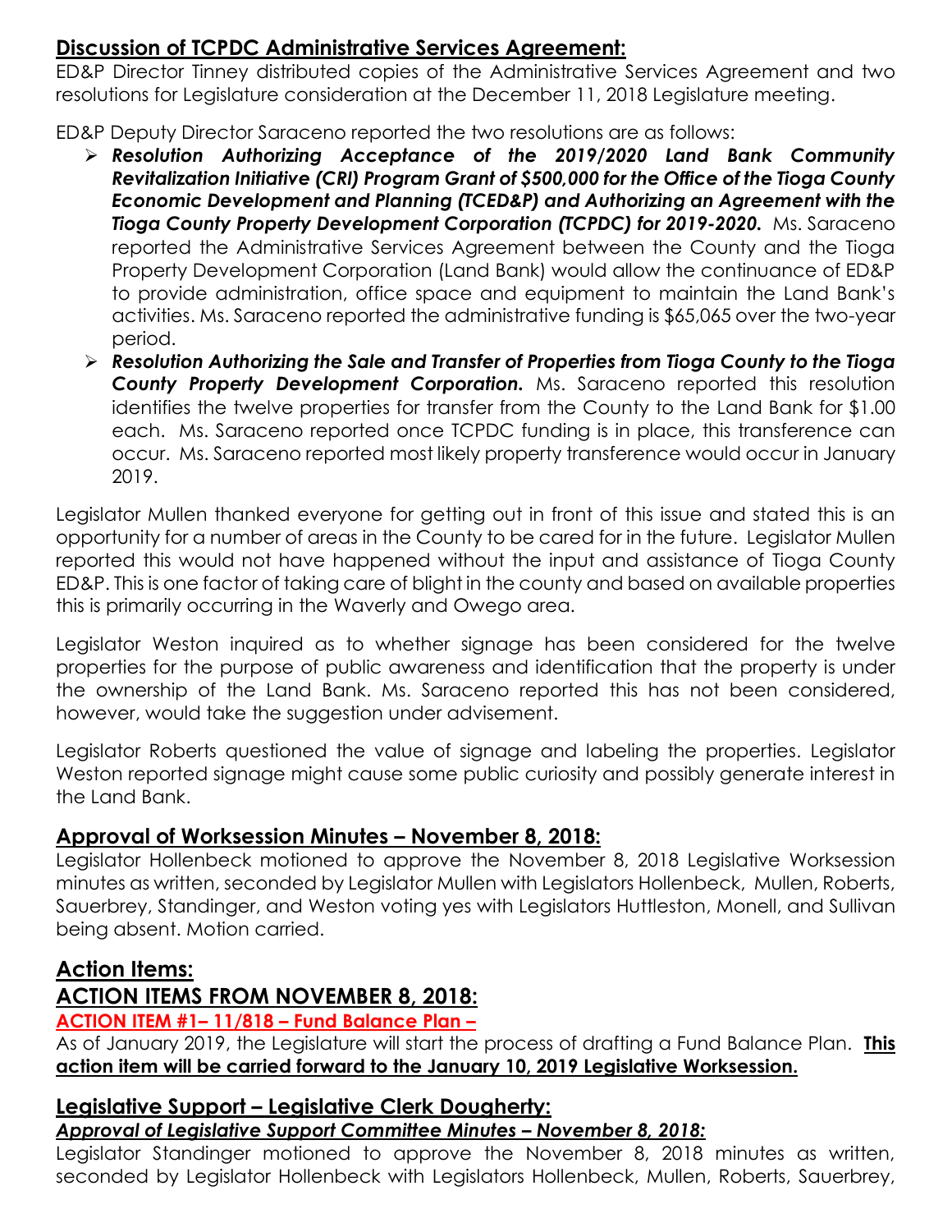## Discussion of TCPDC Administrative Services Agreement:

ED&P Director Tinney distributed copies of the Administrative Services Agreement and two resolutions for Legislature consideration at the December 11, 2018 Legislature meeting.

ED&P Deputy Director Saraceno reported the two resolutions are as follows:

- ***Resolution Authorizing Acceptance of the 2019/2020 Land Bank Community Revitalization Initiative (CRI) Program Grant of $500,000 for the Office of the Tioga County Economic Development and Planning (TCED&P) and Authorizing an Agreement with the Tioga County Property Development Corporation (TCPDC) for 2019-2020.*** Ms. Saraceno reported the Administrative Services Agreement between the County and the Tioga Property Development Corporation (Land Bank) would allow the continuance of ED&P to provide administration, office space and equipment to maintain the Land Bank's activities. Ms. Saraceno reported the administrative funding is $65,065 over the two-year period.
- ***Resolution Authorizing the Sale and Transfer of Properties from Tioga County to the Tioga County Property Development Corporation.*** Ms. Saraceno reported this resolution identifies the twelve properties for transfer from the County to the Land Bank for $1.00 each. Ms. Saraceno reported once TCPDC funding is in place, this transference can occur. Ms. Saraceno reported most likely property transference would occur in January 2019.

Legislator Mullen thanked everyone for getting out in front of this issue and stated this is an opportunity for a number of areas in the County to be cared for in the future. Legislator Mullen reported this would not have happened without the input and assistance of Tioga County ED&P. This is one factor of taking care of blight in the county and based on available properties this is primarily occurring in the Waverly and Owego area.

Legislator Weston inquired as to whether signage has been considered for the twelve properties for the purpose of public awareness and identification that the property is under the ownership of the Land Bank. Ms. Saraceno reported this has not been considered, however, would take the suggestion under advisement.

Legislator Roberts questioned the value of signage and labeling the properties. Legislator Weston reported signage might cause some public curiosity and possibly generate interest in the Land Bank.

## Approval of Worksession Minutes – November 8, 2018:

Legislator Hollenbeck motioned to approve the November 8, 2018 Legislative Worksession minutes as written, seconded by Legislator Mullen with Legislators Hollenbeck, Mullen, Roberts, Sauerbrey, Standinger, and Weston voting yes with Legislators Huttleston, Monell, and Sullivan being absent. Motion carried.

## Action Items:

## ACTION ITEMS FROM NOVEMBER 8, 2018:

**ACTION ITEM #1– 11/818 – Fund Balance Plan –**

As of January 2019, the Legislature will start the process of drafting a Fund Balance Plan. **This action item will be carried forward to the January 10, 2019 Legislative Worksession.**

## Legislative Support – Legislative Clerk Dougherty:

***Approval of Legislative Support Committee Minutes – November 8, 2018:***

Legislator Standinger motioned to approve the November 8, 2018 minutes as written, seconded by Legislator Hollenbeck with Legislators Hollenbeck, Mullen, Roberts, Sauerbrey,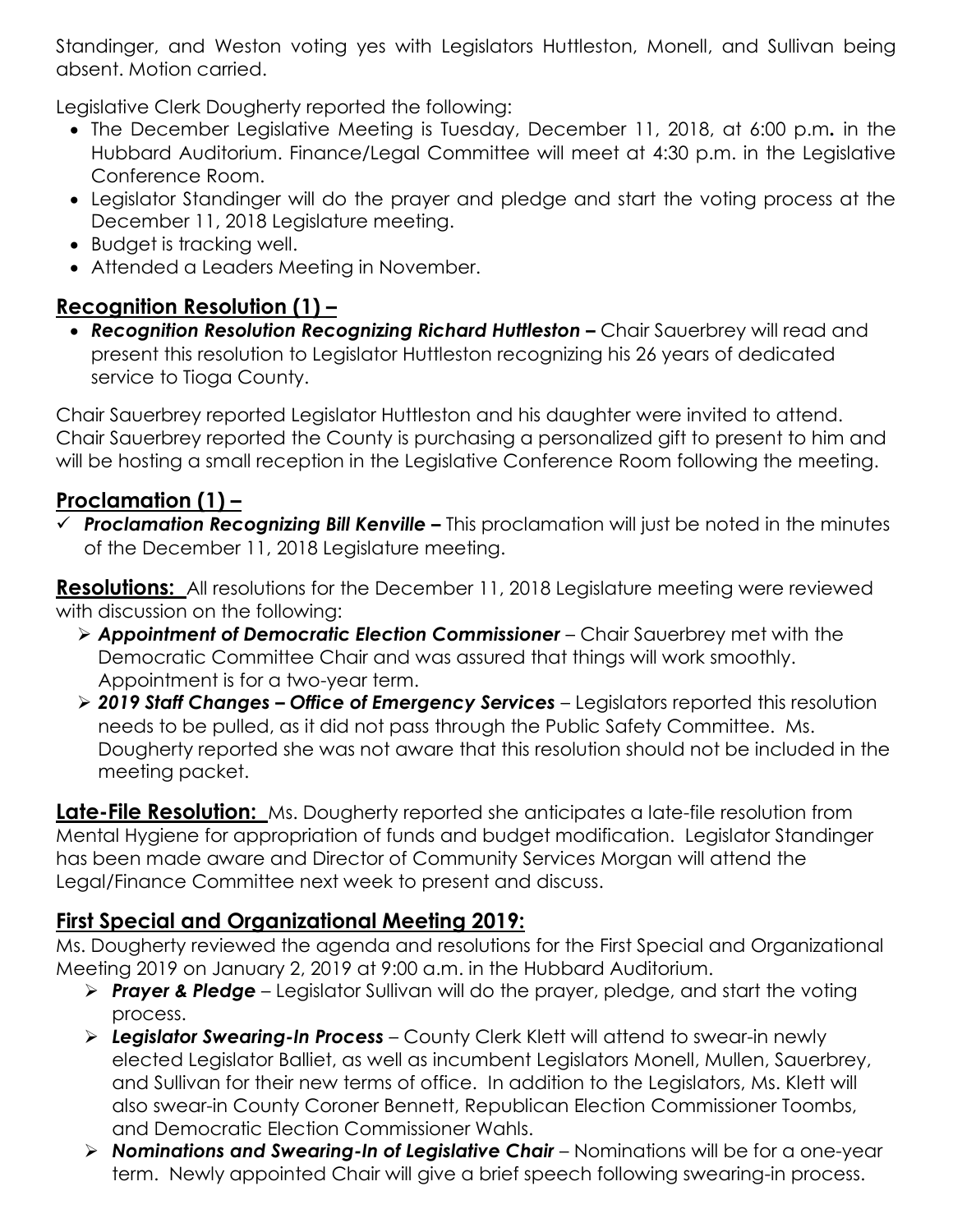Standinger, and Weston voting yes with Legislators Huttleston, Monell, and Sullivan being absent. Motion carried.

Legislative Clerk Dougherty reported the following:

- The December Legislative Meeting is Tuesday, December 11, 2018, at 6:00 p.m**.** in the Hubbard Auditorium. Finance/Legal Committee will meet at 4:30 p.m. in the Legislative Conference Room.
- Legislator Standinger will do the prayer and pledge and start the voting process at the December 11, 2018 Legislature meeting.
- Budget is tracking well.
- Attended a Leaders Meeting in November.

## Recognition Resolution (1) –

- ***Recognition Resolution Recognizing Richard Huttleston –*** Chair Sauerbrey will read and present this resolution to Legislator Huttleston recognizing his 26 years of dedicated service to Tioga County.

Chair Sauerbrey reported Legislator Huttleston and his daughter were invited to attend. Chair Sauerbrey reported the County is purchasing a personalized gift to present to him and will be hosting a small reception in the Legislative Conference Room following the meeting.

## Proclamation (1) –

- ✓ ***Proclamation Recognizing Bill Kenville –*** This proclamation will just be noted in the minutes of the December 11, 2018 Legislature meeting.

**Resolutions:** All resolutions for the December 11, 2018 Legislature meeting were reviewed with discussion on the following:

- ***Appointment of Democratic Election Commissioner*** – Chair Sauerbrey met with the Democratic Committee Chair and was assured that things will work smoothly. Appointment is for a two-year term.
- ***2019 Staff Changes – Office of Emergency Services*** – Legislators reported this resolution needs to be pulled, as it did not pass through the Public Safety Committee. Ms. Dougherty reported she was not aware that this resolution should not be included in the meeting packet.

**Late-File Resolution:** Ms. Dougherty reported she anticipates a late-file resolution from Mental Hygiene for appropriation of funds and budget modification. Legislator Standinger has been made aware and Director of Community Services Morgan will attend the Legal/Finance Committee next week to present and discuss.

## First Special and Organizational Meeting 2019:

Ms. Dougherty reviewed the agenda and resolutions for the First Special and Organizational Meeting 2019 on January 2, 2019 at 9:00 a.m. in the Hubbard Auditorium.

- ***Prayer & Pledge*** – Legislator Sullivan will do the prayer, pledge, and start the voting process.
- ***Legislator Swearing-In Process*** – County Clerk Klett will attend to swear-in newly elected Legislator Balliet, as well as incumbent Legislators Monell, Mullen, Sauerbrey, and Sullivan for their new terms of office. In addition to the Legislators, Ms. Klett will also swear-in County Coroner Bennett, Republican Election Commissioner Toombs, and Democratic Election Commissioner Wahls.
- ***Nominations and Swearing-In of Legislative Chair*** – Nominations will be for a one-year term. Newly appointed Chair will give a brief speech following swearing-in process.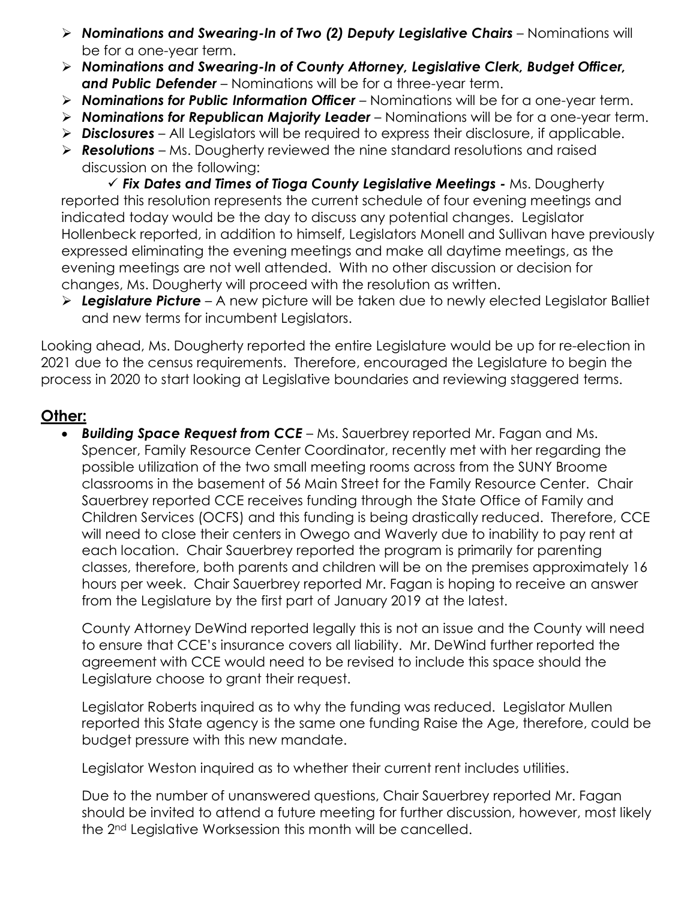- ***Nominations and Swearing-In of Two (2) Deputy Legislative Chairs*** – Nominations will be for a one-year term.
- ***Nominations and Swearing-In of County Attorney, Legislative Clerk, Budget Officer, and Public Defender*** – Nominations will be for a three-year term.
- ***Nominations for Public Information Officer*** – Nominations will be for a one-year term.
- ***Nominations for Republican Majority Leader*** – Nominations will be for a one-year term.
- ***Disclosures*** – All Legislators will be required to express their disclosure, if applicable.
- ***Resolutions*** – Ms. Dougherty reviewed the nine standard resolutions and raised discussion on the following:

  ✓ ***Fix Dates and Times of Tioga County Legislative Meetings -*** Ms. Dougherty reported this resolution represents the current schedule of four evening meetings and indicated today would be the day to discuss any potential changes. Legislator Hollenbeck reported, in addition to himself, Legislators Monell and Sullivan have previously expressed eliminating the evening meetings and make all daytime meetings, as the evening meetings are not well attended. With no other discussion or decision for changes, Ms. Dougherty will proceed with the resolution as written.
- ***Legislature Picture*** – A new picture will be taken due to newly elected Legislator Balliet and new terms for incumbent Legislators.

Looking ahead, Ms. Dougherty reported the entire Legislature would be up for re-election in 2021 due to the census requirements. Therefore, encouraged the Legislature to begin the process in 2020 to start looking at Legislative boundaries and reviewing staggered terms.

## Other:

- ***Building Space Request from CCE*** – Ms. Sauerbrey reported Mr. Fagan and Ms. Spencer, Family Resource Center Coordinator, recently met with her regarding the possible utilization of the two small meeting rooms across from the SUNY Broome classrooms in the basement of 56 Main Street for the Family Resource Center. Chair Sauerbrey reported CCE receives funding through the State Office of Family and Children Services (OCFS) and this funding is being drastically reduced. Therefore, CCE will need to close their centers in Owego and Waverly due to inability to pay rent at each location. Chair Sauerbrey reported the program is primarily for parenting classes, therefore, both parents and children will be on the premises approximately 16 hours per week. Chair Sauerbrey reported Mr. Fagan is hoping to receive an answer from the Legislature by the first part of January 2019 at the latest.

  County Attorney DeWind reported legally this is not an issue and the County will need to ensure that CCE's insurance covers all liability. Mr. DeWind further reported the agreement with CCE would need to be revised to include this space should the Legislature choose to grant their request.

  Legislator Roberts inquired as to why the funding was reduced. Legislator Mullen reported this State agency is the same one funding Raise the Age, therefore, could be budget pressure with this new mandate.

  Legislator Weston inquired as to whether their current rent includes utilities.

  Due to the number of unanswered questions, Chair Sauerbrey reported Mr. Fagan should be invited to attend a future meeting for further discussion, however, most likely the 2nd Legislative Worksession this month will be cancelled.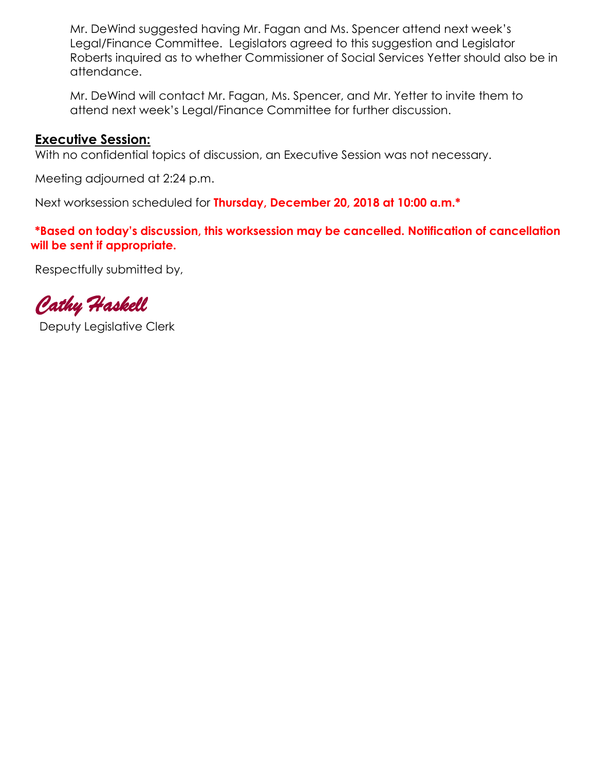Mr. DeWind suggested having Mr. Fagan and Ms. Spencer attend next week's Legal/Finance Committee. Legislators agreed to this suggestion and Legislator Roberts inquired as to whether Commissioner of Social Services Yetter should also be in attendance.

Mr. DeWind will contact Mr. Fagan, Ms. Spencer, and Mr. Yetter to invite them to attend next week's Legal/Finance Committee for further discussion.

## **Executive Session:**

With no confidential topics of discussion, an Executive Session was not necessary.

Meeting adjourned at 2:24 p.m.

Next worksession scheduled for **Thursday, December 20, 2018 at 10:00 a.m.***

***Based on today's discussion, this worksession may be cancelled. Notification of cancellation will be sent if appropriate.**

Respectfully submitted by,

*Cathy Haskell*

Deputy Legislative Clerk